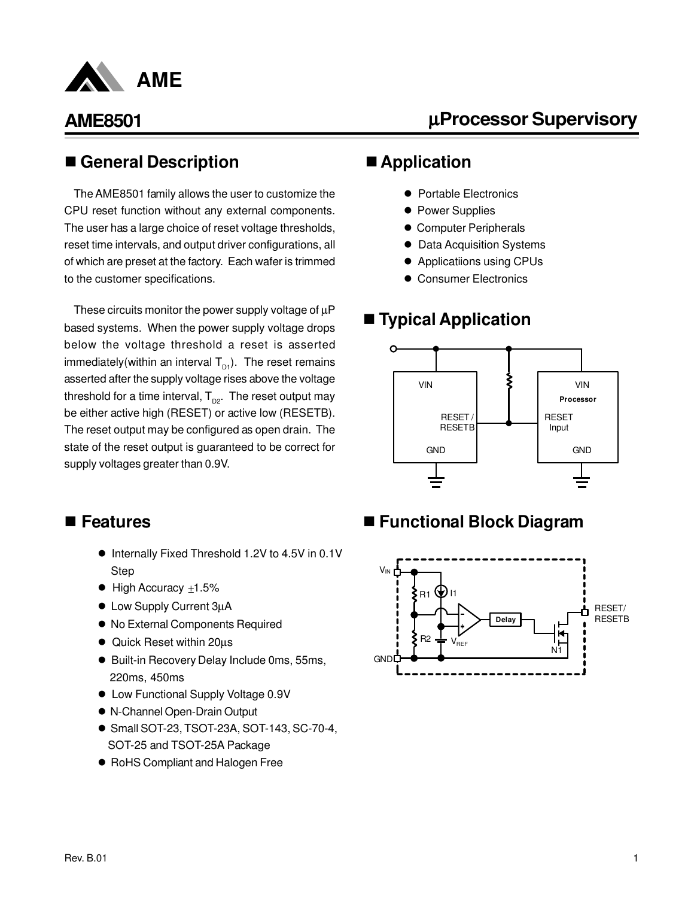# AME8501

## µProcessor Supervisory

## ■ General Description

The AME8501 family allows the user to customize the CPU reset function without any external components. The user has a large choice of reset voltage thresholds, reset time intervals, and output driver configurations, all of which are preset at the factory. Each wafer is trimmed to the customer specifications.

These circuits monitor the power supply voltage of µP based systems. When the power supply voltage drops below the voltage threshold a reset is asserted immediately(within an interval $T_{D1}$). The reset remains asserted after the supply voltage rises above the voltage threshold for a time interval, $T_{D2}$. The reset output may be either active high (RESET) or active low (RESETB). The reset output may be configured as open drain. The state of the reset output is guaranteed to be correct for supply voltages greater than 0.9V.

## ■ Features

- Internally Fixed Threshold 1.2V to 4.5V in 0.1V Step
- High Accuracy ±1.5%
- Low Supply Current 3µA
- No External Components Required
- Quick Reset within 20µs
- Built-in Recovery Delay Include 0ms, 55ms, 220ms, 450ms
- Low Functional Supply Voltage 0.9V
- N-Channel Open-Drain Output
- Small SOT-23, TSOT-23A, SOT-143, SC-70-4, SOT-25 and TSOT-25A Package
- RoHS Compliant and Halogen Free

## ■ Application

- Portable Electronics
- Power Supplies
- Computer Peripherals
- Data Acquisition Systems
- Applicatiions using CPUs
- Consumer Electronics

## ■ Typical Application

VIN
RESET / RESETB
GND

VIN
Processor
RESET Input
GND

## ■ Functional Block Diagram

$V_{IN}$
R1
I1
R2
$V_{REF}$
Delay
N1
GND
RESET/ RESETB

Rev. B.01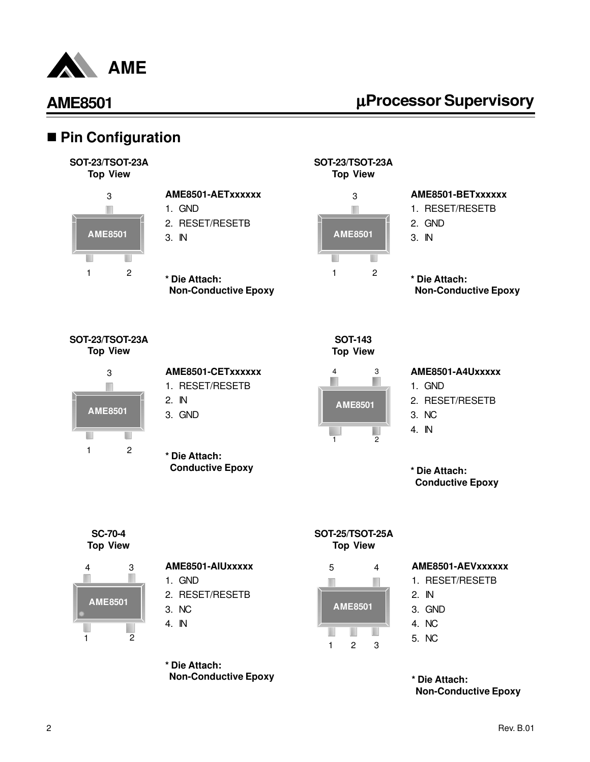## ■ Pin Configuration

**SOT-23/TSOT-23A**
**Top View**

**AME8501-AETxxxxxx**

1. GND
2. RESET/RESETB
3. IN

**\* Die Attach:**
**Non-Conductive Epoxy**

**SOT-23/TSOT-23A**
**Top View**

**AME8501-BETxxxxxx**

1. RESET/RESETB
2. GND
3. IN

**\* Die Attach:**
**Non-Conductive Epoxy**

**SOT-23/TSOT-23A**
**Top View**

**AME8501-CETxxxxxx**

1. RESET/RESETB
2. IN
3. GND

**\* Die Attach:**
**Conductive Epoxy**

**SOT-143**
**Top View**

**AME8501-A4Uxxxxx**

1. GND
2. RESET/RESETB
3. NC
4. IN

**\* Die Attach:**
**Conductive Epoxy**

**SC-70-4**
**Top View**

**AME8501-AIUxxxxx**

1. GND
2. RESET/RESETB
3. NC
4. IN

**\* Die Attach:**
**Non-Conductive Epoxy**

**SOT-25/TSOT-25A**
**Top View**

**AME8501-AEVxxxxxx**

1. RESET/RESETB
2. IN
3. GND
4. NC
5. NC

**\* Die Attach:**
**Non-Conductive Epoxy**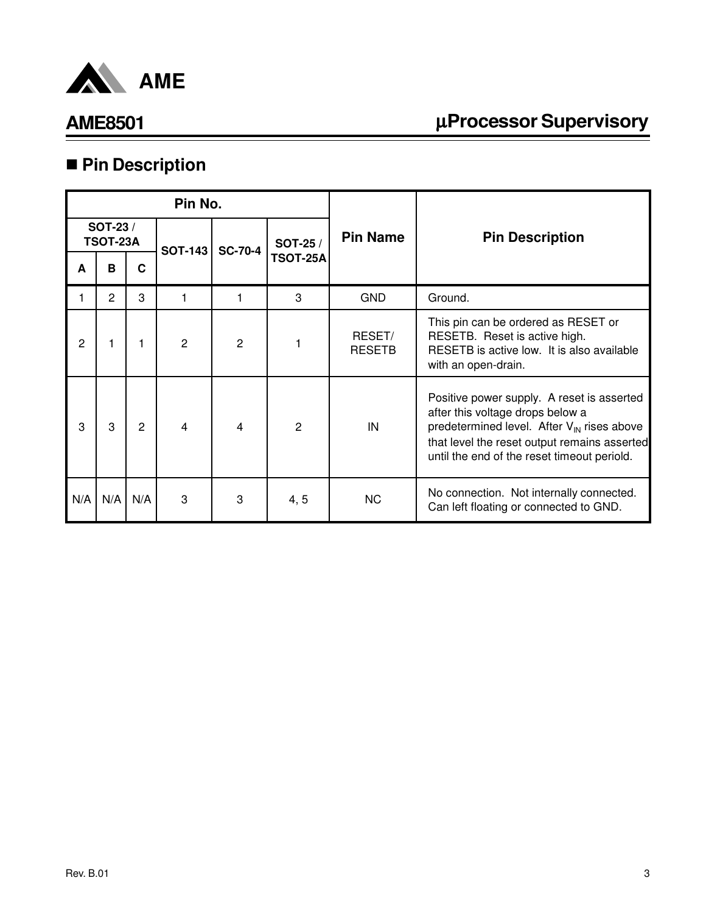## ■ Pin Description

| Pin No. | | | | | | Pin Name | Pin Description |
|---|---|---|---|---|---|---|---|
| SOT-23 / TSOT-23A | | | SOT-143 | SC-70-4 | SOT-25 / TSOT-25A | | |
| A | B | C | | | | | |
| 1 | 2 | 3 | 1 | 1 | 3 | GND | Ground. |
| 2 | 1 | 1 | 2 | 2 | 1 | RESET/ RESETB | This pin can be ordered as RESET or RESETB. Reset is active high. RESETB is active low. It is also available with an open-drain. |
| 3 | 3 | 2 | 4 | 4 | 2 | IN | Positive power supply. A reset is asserted after this voltage drops below a predetermined level. After $V_{IN}$ rises above that level the reset output remains asserted until the end of the reset timeout periold. |
| N/A | N/A | N/A | 3 | 3 | 4, 5 | NC | No connection. Not internally connected. Can left floating or connected to GND. |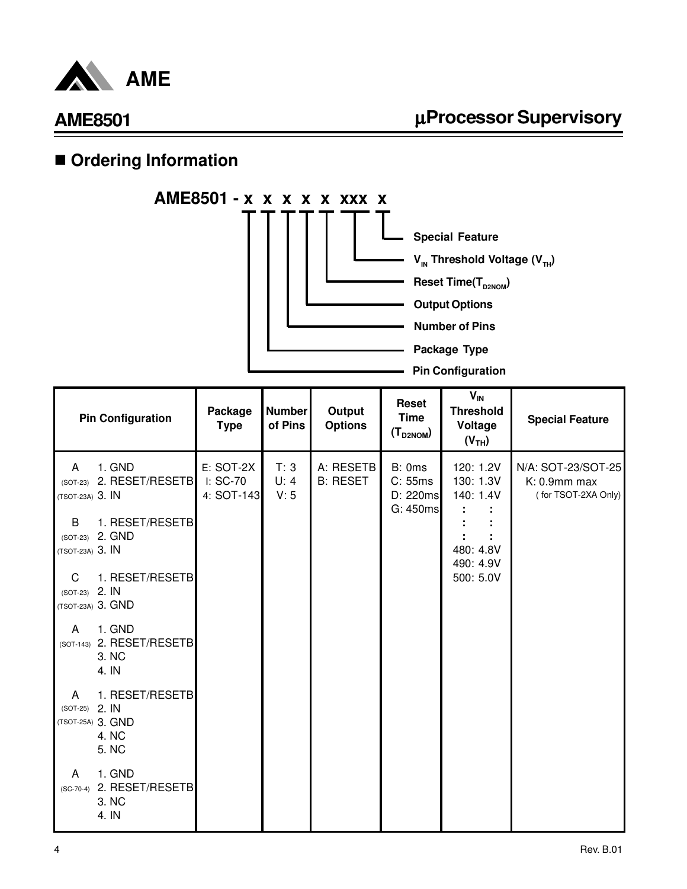## Ordering Information

**AME8501 - x x x x x xxx x**

- Special Feature
- $V_{IN}$ Threshold Voltage ($V_{TH}$)
- Reset Time($T_{D2NOM}$)
- Output Options
- Number of Pins
- Package Type
- Pin Configuration

| Pin Configuration | Package Type | Number of Pins | Output Options | Reset Time ($T_{D2NOM}$) | $V_{IN}$ Threshold Voltage ($V_{TH}$) | Special Feature |
|---|---|---|---|---|---|---|
| A (SOT-23) (TSOT-23A): 1. GND 2. RESET/RESETB 3. IN | E: SOT-2X | T: 3 | A: RESETB | B: 0ms | 120: 1.2V | N/A: SOT-23/SOT-25 |
| B (SOT-23) (TSOT-23A): 1. RESET/RESETB 2. GND 3. IN | I: SC-70 | U: 4 | B: RESET | C: 55ms | 130: 1.3V | K: 0.9mm max ( for TSOT-2XA Only) |
| C (SOT-23) (TSOT-23A): 1. RESET/RESETB 2. IN 3. GND | 4: SOT-143 | V: 5 | | D: 220ms | 140: 1.4V | |
| A (SOT-143): 1. GND 2. RESET/RESETB 3. NC 4. IN | | | | G: 450ms | : : | |
| A (SOT-25) (TSOT-25A): 1. RESET/RESETB 2. IN 3. GND 4. NC 5. NC | | | | | 480: 4.8V | |
| A (SC-70-4): 1. GND 2. RESET/RESETB 3. NC 4. IN | | | | | 490: 4.9V | |
| | | | | | 500: 5.0V | |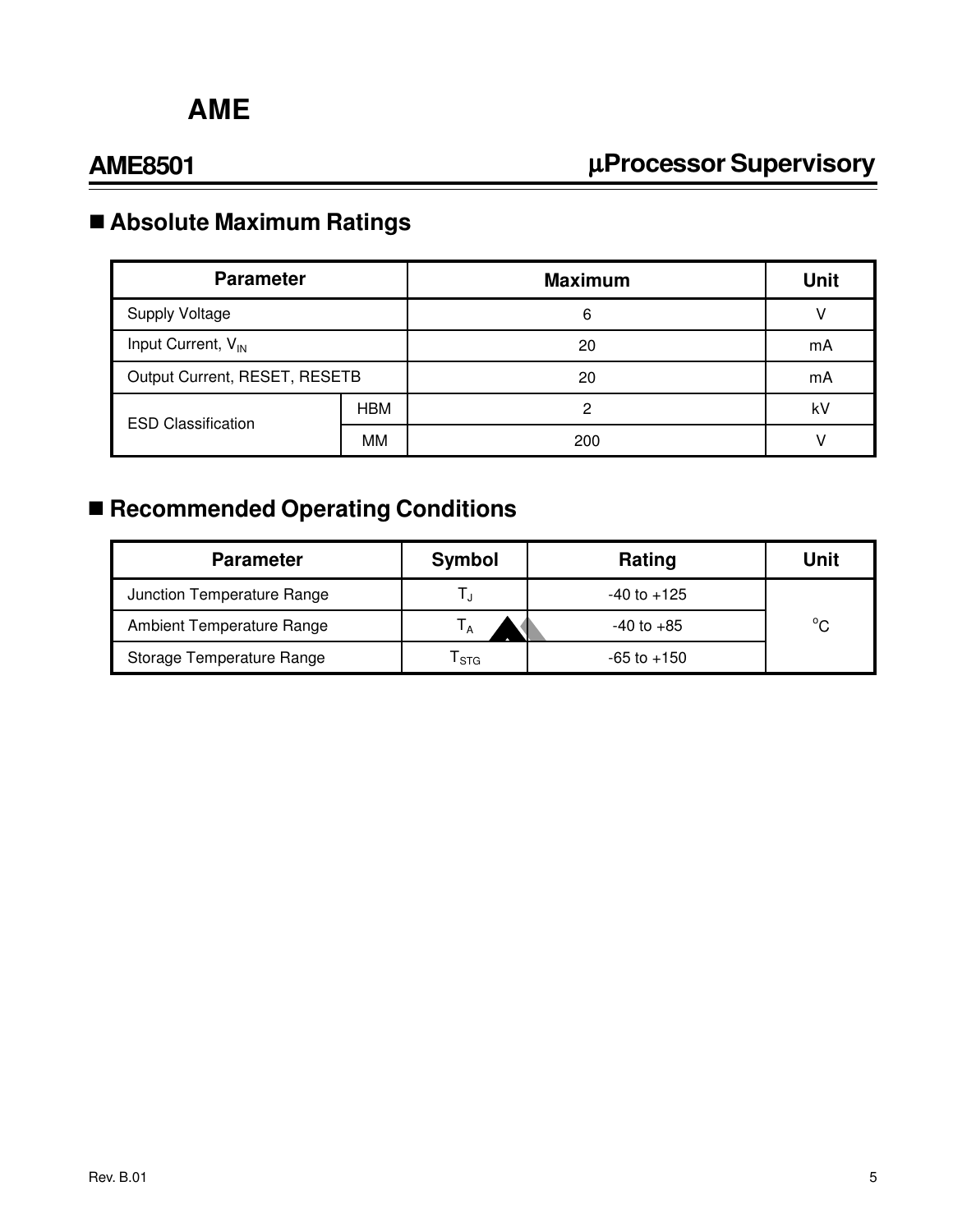## Absolute Maximum Ratings

| Parameter | | Maximum | Unit |
|---|---|---|---|
| Supply Voltage | | 6 | V |
| Input Current, $V_{IN}$ | | 20 | mA |
| Output Current, RESET, RESETB | | 20 | mA |
| ESD Classification | HBM | 2 | kV |
| | MM | 200 | V |

## Recommended Operating Conditions

| Parameter | Symbol | Rating | Unit |
|---|---|---|---|
| Junction Temperature Range | $T_J$ | -40 to +125 | $^{o}C$ |
| Ambient Temperature Range | $T_A$ | -40 to +85 | |
| Storage Temperature Range | $T_{STG}$ | -65 to +150 | |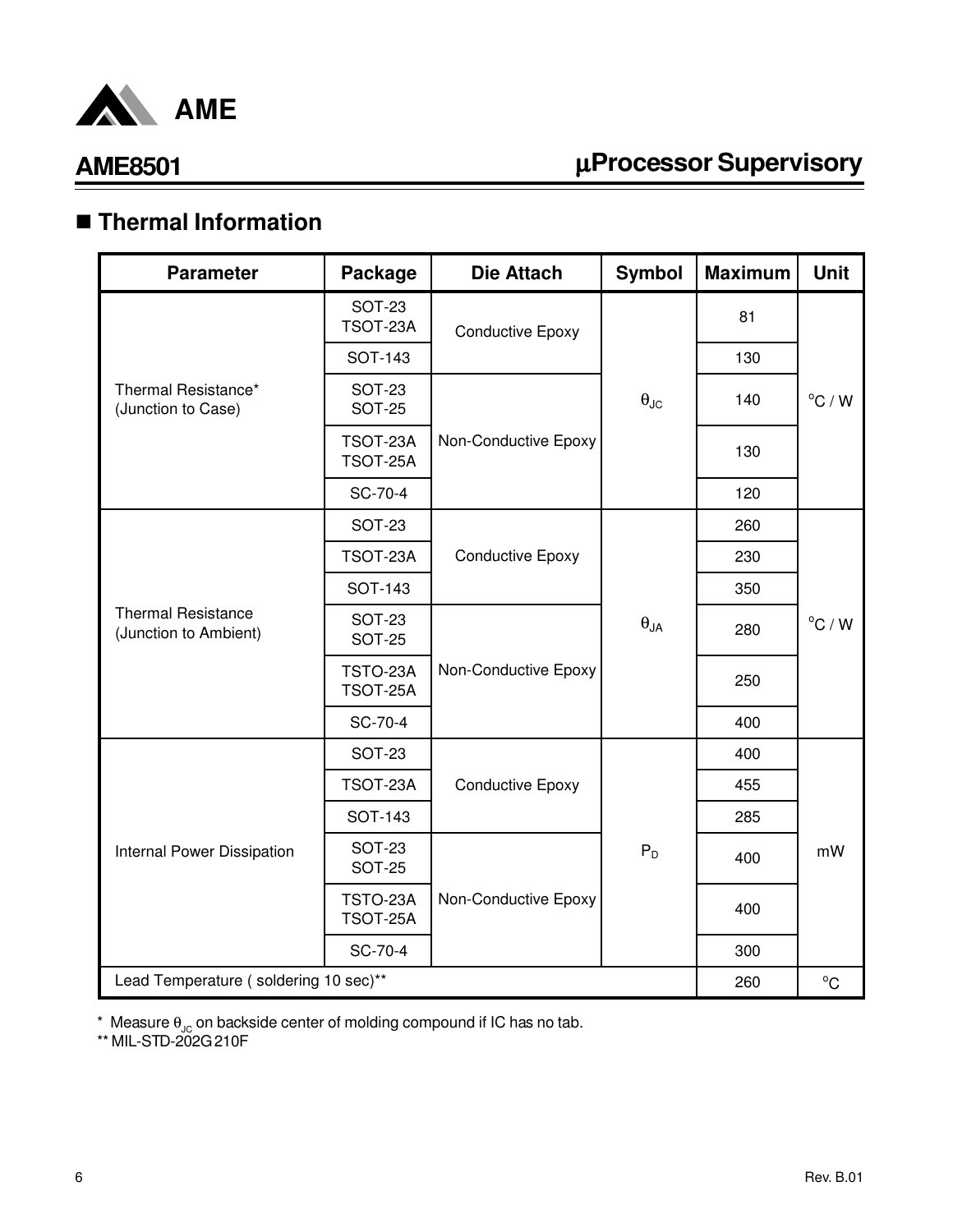## ■ Thermal Information

| Parameter | Package | Die Attach | Symbol | Maximum | Unit |
|---|---|---|---|---|---|
| Thermal Resistance* (Junction to Case) | SOT-23 TSOT-23A | Conductive Epoxy | $\theta_{JC}$ | 81 | °C / W |
| | SOT-143 | | | 130 | |
| | SOT-23 SOT-25 | Non-Conductive Epoxy | | 140 | |
| | TSOT-23A TSOT-25A | | | 130 | |
| | SC-70-4 | | | 120 | |
| Thermal Resistance (Junction to Ambient) | SOT-23 | Conductive Epoxy | $\theta_{JA}$ | 260 | °C / W |
| | TSOT-23A | | | 230 | |
| | SOT-143 | | | 350 | |
| | SOT-23 SOT-25 | Non-Conductive Epoxy | | 280 | |
| | TSTO-23A TSOT-25A | | | 250 | |
| | SC-70-4 | | | 400 | |
| Internal Power Dissipation | SOT-23 | Conductive Epoxy | $P_D$ | 400 | mW |
| | TSOT-23A | | | 455 | |
| | SOT-143 | | | 285 | |
| | SOT-23 SOT-25 | Non-Conductive Epoxy | | 400 | |
| | TSTO-23A TSOT-25A | | | 400 | |
| | SC-70-4 | | | 300 | |
| Lead Temperature ( soldering 10 sec)** | | | | 260 | °C |

* Measure $\theta_{JC}$ on backside center of molding compound if IC has no tab.

** MIL-STD-202G 210F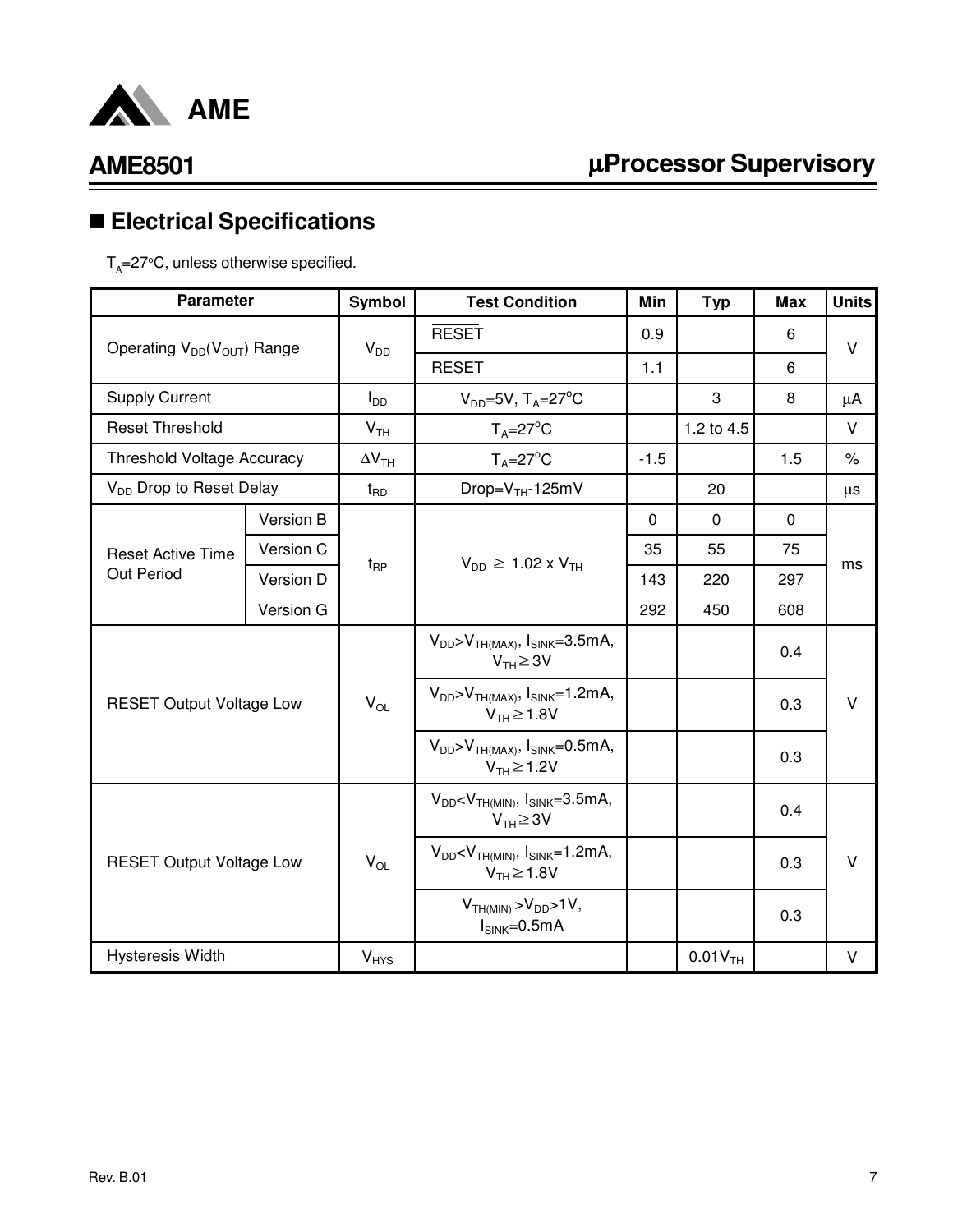## ■ Electrical Specifications

$T_A$=27°C, unless otherwise specified.

| Parameter | | Symbol | Test Condition | Min | Typ | Max | Units |
|---|---|---|---|---|---|---|---|
| Operating $V_{DD}(V_{OUT})$ Range | | $V_{DD}$ | $\overline{RESET}$ | 0.9 | | 6 | V |
| | | | RESET | 1.1 | | 6 | |
| Supply Current | | $I_{DD}$ | $V_{DD}$=5V, $T_A$=27°C | | 3 | 8 | μA |
| Reset Threshold | | $V_{TH}$ | $T_A$=27°C | | 1.2 to 4.5 | | V |
| Threshold Voltage Accuracy | | $\Delta V_{TH}$ | $T_A$=27°C | -1.5 | | 1.5 | % |
| $V_{DD}$ Drop to Reset Delay | | $t_{RD}$ | Drop=$V_{TH}$-125mV | | 20 | | μs |
| Reset Active Time Out Period | Version B | $t_{RP}$ | $V_{DD} \geq 1.02 \times V_{TH}$ | 0 | 0 | 0 | ms |
| | Version C | | | 35 | 55 | 75 | |
| | Version D | | | 143 | 220 | 297 | |
| | Version G | | | 292 | 450 | 608 | |
| RESET Output Voltage Low | | $V_{OL}$ | $V_{DD}$>$V_{TH(MAX)}$, $I_{SINK}$=3.5mA, $V_{TH} \geq 3V$ | | | 0.4 | V |
| | | | $V_{DD}$>$V_{TH(MAX)}$, $I_{SINK}$=1.2mA, $V_{TH} \geq 1.8V$ | | | 0.3 | |
| | | | $V_{DD}$>$V_{TH(MAX)}$, $I_{SINK}$=0.5mA, $V_{TH} \geq 1.2V$ | | | 0.3 | |
| $\overline{RESET}$ Output Voltage Low | | $V_{OL}$ | $V_{DD}$<$V_{TH(MIN)}$, $I_{SINK}$=3.5mA, $V_{TH} \geq 3V$ | | | 0.4 | V |
| | | | $V_{DD}$<$V_{TH(MIN)}$, $I_{SINK}$=1.2mA, $V_{TH} \geq 1.8V$ | | | 0.3 | |
| | | | $V_{TH(MIN)}$ >$V_{DD}$>1V, $I_{SINK}$=0.5mA | | | 0.3 | |
| Hysteresis Width | | $V_{HYS}$ | | | $0.01V_{TH}$ | | V |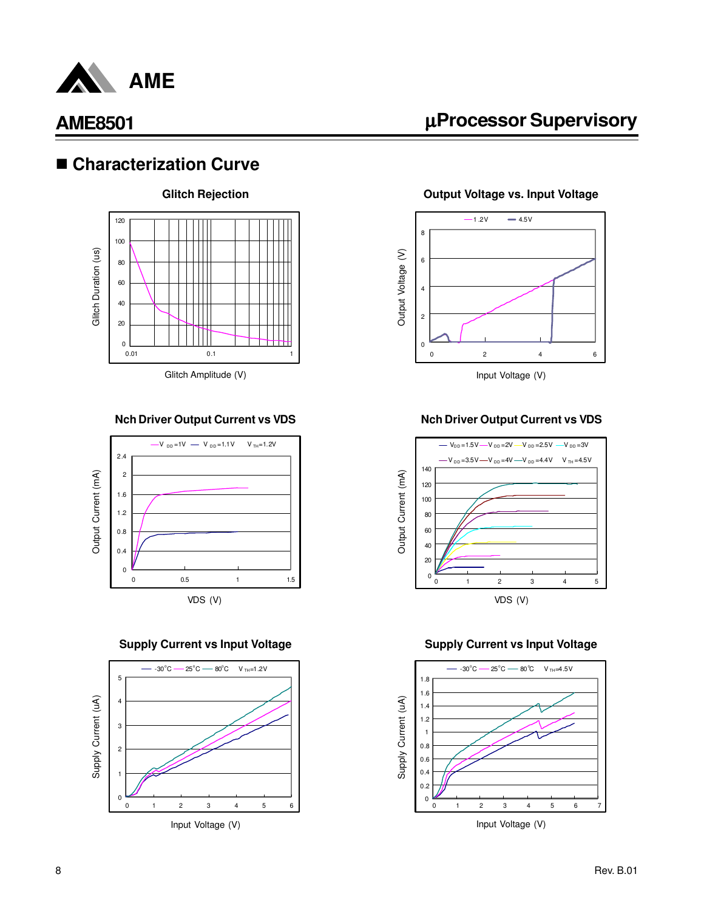## ■ Characterization Curve

**Glitch Rejection**

Glitch Duration (us)

Glitch Amplitude (V)

**Output Voltage vs. Input Voltage**

Output Voltage (V)

Input Voltage (V)

**Nch Driver Output Current vs VDS**

Output Current (mA)

VDS (V)

**Nch Driver Output Current vs VDS**

Output Current (mA)

VDS (V)

**Supply Current vs Input Voltage**

Supply Current (uA)

Input Voltage (V)

**Supply Current vs Input Voltage**

Supply Current (uA)

Input Voltage (V)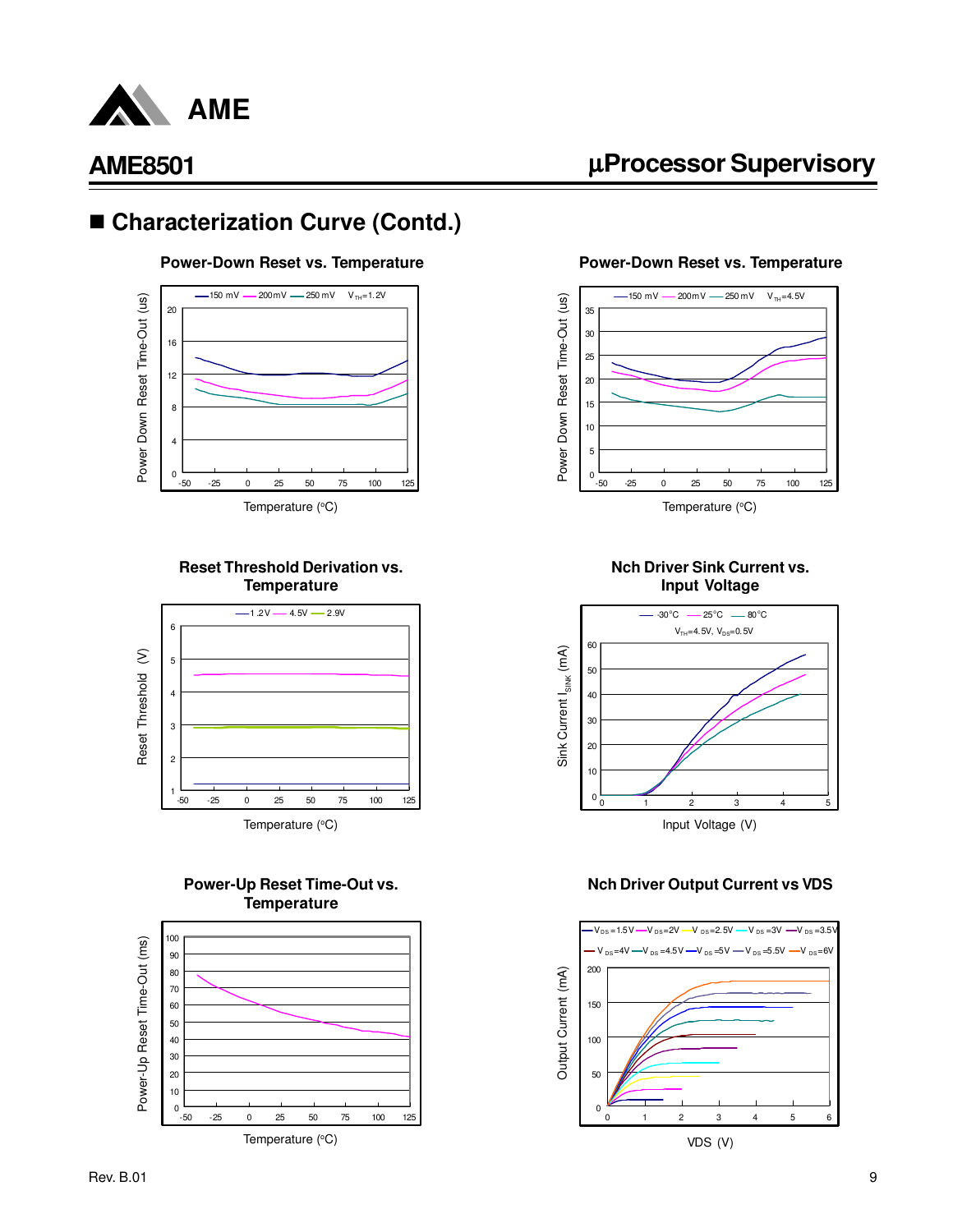## ■ Characterization Curve (Contd.)

**Power-Down Reset vs. Temperature**

150 mV, 200mV, 250 mV, $V_{TH}$=1.2V

Power Down Reset Time-Out (us)

Temperature (°C)

**Power-Down Reset vs. Temperature**

150 mV, 200mV, 250 mV, $V_{TH}$=4.5V

Power Down Reset Time-Out (us)

Temperature (°C)

**Reset Threshold Derivation vs. Temperature**

1.2V, 4.5V, 2.9V

Reset Threshold (V)

Temperature (°C)

**Nch Driver Sink Current vs. Input Voltage**

-30°C, 25°C, 80°C

$V_{TH}$=4.5V, $V_{DS}$=0.5V

Sink Current $I_{SINK}$ (mA)

Input Voltage (V)

**Power-Up Reset Time-Out vs. Temperature**

Power-Up Reset Time-Out (ms)

Temperature (°C)

**Nch Driver Output Current vs VDS**

$V_{DS}$=1.5V, $V_{DS}$=2V, $V_{DS}$=2.5V, $V_{DS}$=3V, $V_{DS}$=3.5V, $V_{DS}$=4V, $V_{DS}$=4.5V, $V_{DS}$=5V, $V_{DS}$=5.5V, $V_{DS}$=6V

Output Current (mA)

VDS (V)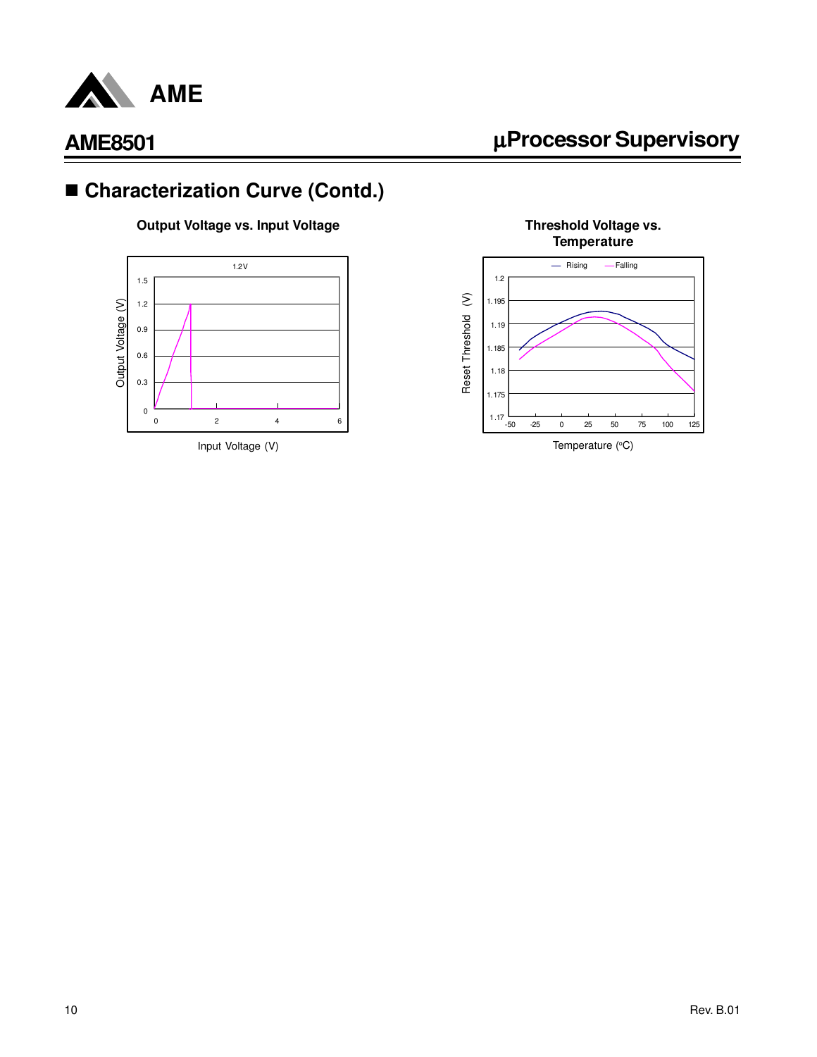## ■ Characterization Curve (Contd.)

**Output Voltage vs. Input Voltage**

1.2V

Output Voltage (V)

Input Voltage (V)

**Threshold Voltage vs. Temperature**

— Rising — Falling

Reset Threshold (V)

Temperature (°C)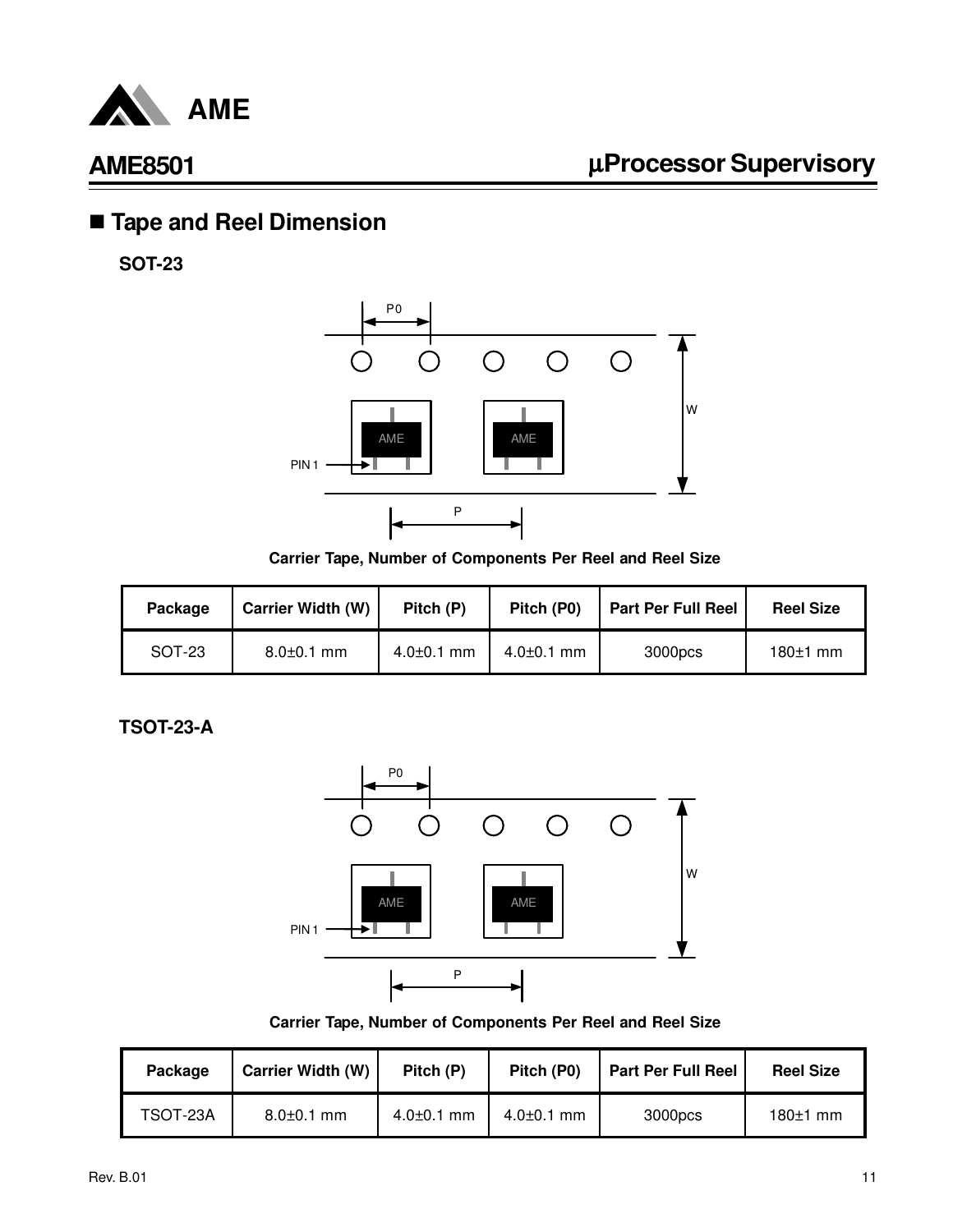## Tape and Reel Dimension

### SOT-23

Carrier Tape, Number of Components Per Reel and Reel Size

| Package | Carrier Width (W) | Pitch (P) | Pitch (P0) | Part Per Full Reel | Reel Size |
|---|---|---|---|---|---|
| SOT-23 | 8.0±0.1 mm | 4.0±0.1 mm | 4.0±0.1 mm | 3000pcs | 180±1 mm |

### TSOT-23-A

Carrier Tape, Number of Components Per Reel and Reel Size

| Package | Carrier Width (W) | Pitch (P) | Pitch (P0) | Part Per Full Reel | Reel Size |
|---|---|---|---|---|---|
| TSOT-23A | 8.0±0.1 mm | 4.0±0.1 mm | 4.0±0.1 mm | 3000pcs | 180±1 mm |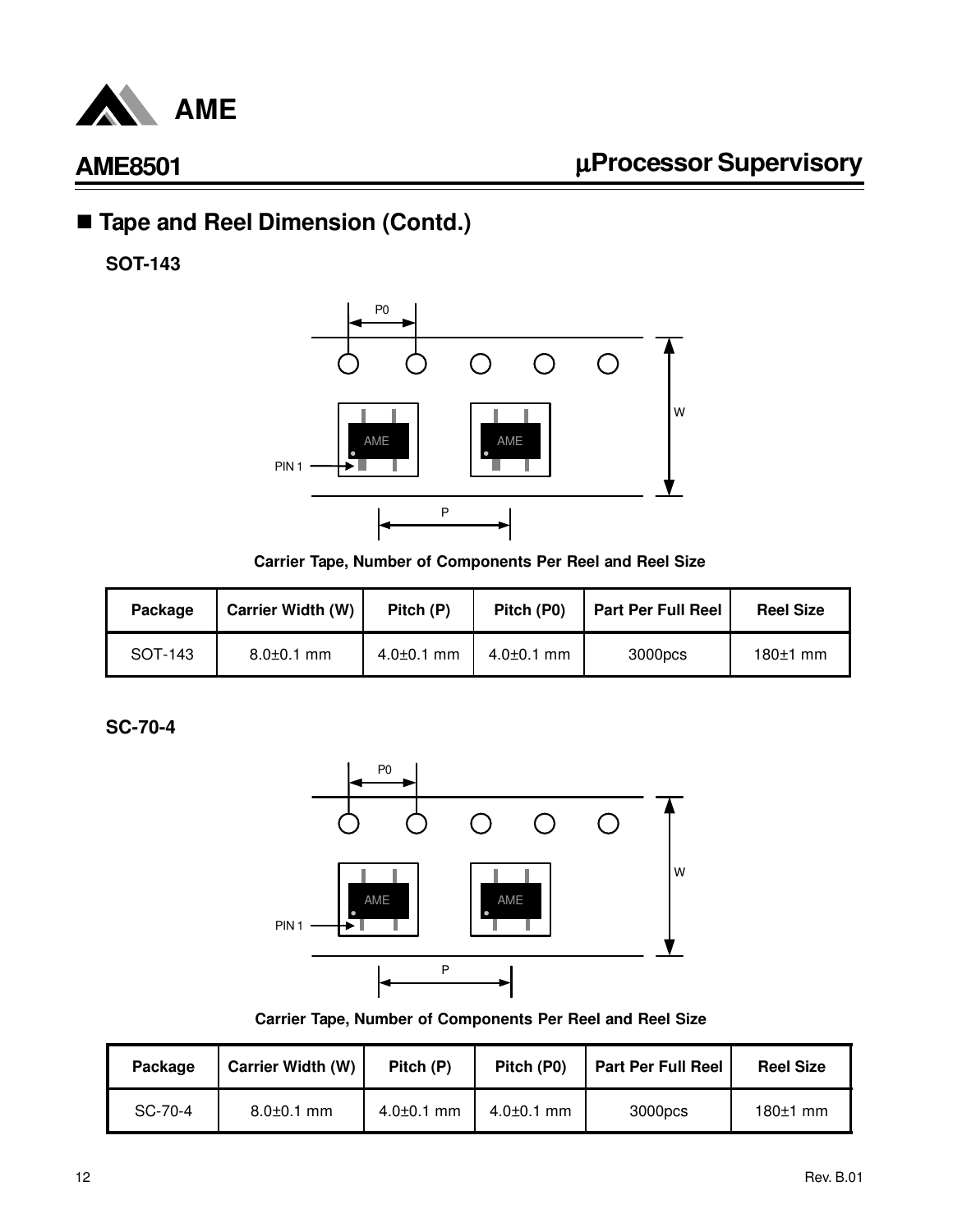## ■ Tape and Reel Dimension (Contd.)

### SOT-143

Carrier Tape, Number of Components Per Reel and Reel Size

| Package | Carrier Width (W) | Pitch (P) | Pitch (P0) | Part Per Full Reel | Reel Size |
|---|---|---|---|---|---|
| SOT-143 | 8.0±0.1 mm | 4.0±0.1 mm | 4.0±0.1 mm | 3000pcs | 180±1 mm |

### SC-70-4

Carrier Tape, Number of Components Per Reel and Reel Size

| Package | Carrier Width (W) | Pitch (P) | Pitch (P0) | Part Per Full Reel | Reel Size |
|---|---|---|---|---|---|
| SC-70-4 | 8.0±0.1 mm | 4.0±0.1 mm | 4.0±0.1 mm | 3000pcs | 180±1 mm |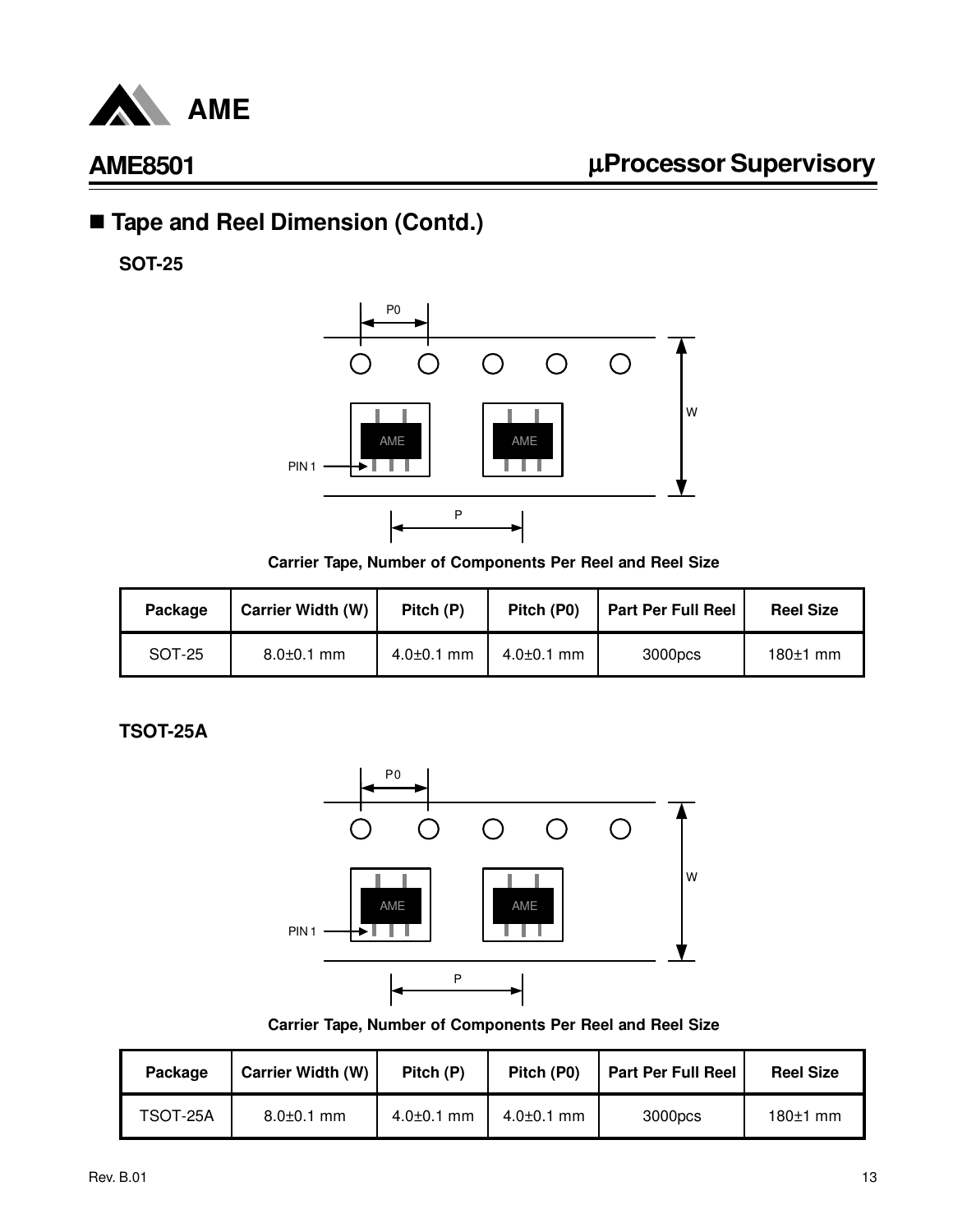## ■ Tape and Reel Dimension (Contd.)

### SOT-25

Carrier Tape, Number of Components Per Reel and Reel Size

| Package | Carrier Width (W) | Pitch (P) | Pitch (P0) | Part Per Full Reel | Reel Size |
|---|---|---|---|---|---|
| SOT-25 | 8.0±0.1 mm | 4.0±0.1 mm | 4.0±0.1 mm | 3000pcs | 180±1 mm |

### TSOT-25A

Carrier Tape, Number of Components Per Reel and Reel Size

| Package | Carrier Width (W) | Pitch (P) | Pitch (P0) | Part Per Full Reel | Reel Size |
|---|---|---|---|---|---|
| TSOT-25A | 8.0±0.1 mm | 4.0±0.1 mm | 4.0±0.1 mm | 3000pcs | 180±1 mm |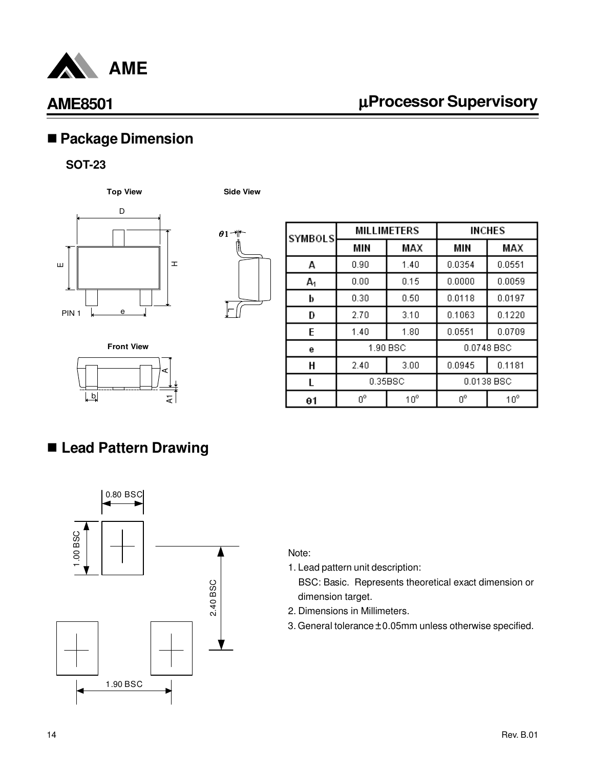## ■ Package Dimension

**SOT-23**

| SYMBOLS | MILLIMETERS | | INCHES | |
|---|---|---|---|---|
| | MIN | MAX | MIN | MAX |
| A | 0.90 | 1.40 | 0.0354 | 0.0551 |
| $A_1$ | 0.00 | 0.15 | 0.0000 | 0.0059 |
| b | 0.30 | 0.50 | 0.0118 | 0.0197 |
| D | 2.70 | 3.10 | 0.1063 | 0.1220 |
| E | 1.40 | 1.80 | 0.0551 | 0.0709 |
| e | 1.90 BSC | | 0.0748 BSC | |
| H | 2.40 | 3.00 | 0.0945 | 0.1181 |
| L | 0.35BSC | | 0.0138 BSC | |
| θ1 | 0° | 10° | 0° | 10° |

## ■ Lead Pattern Drawing

Note:

1. Lead pattern unit description:
   BSC: Basic. Represents theoretical exact dimension or dimension target.
2. Dimensions in Millimeters.
3. General tolerance ± 0.05mm unless otherwise specified.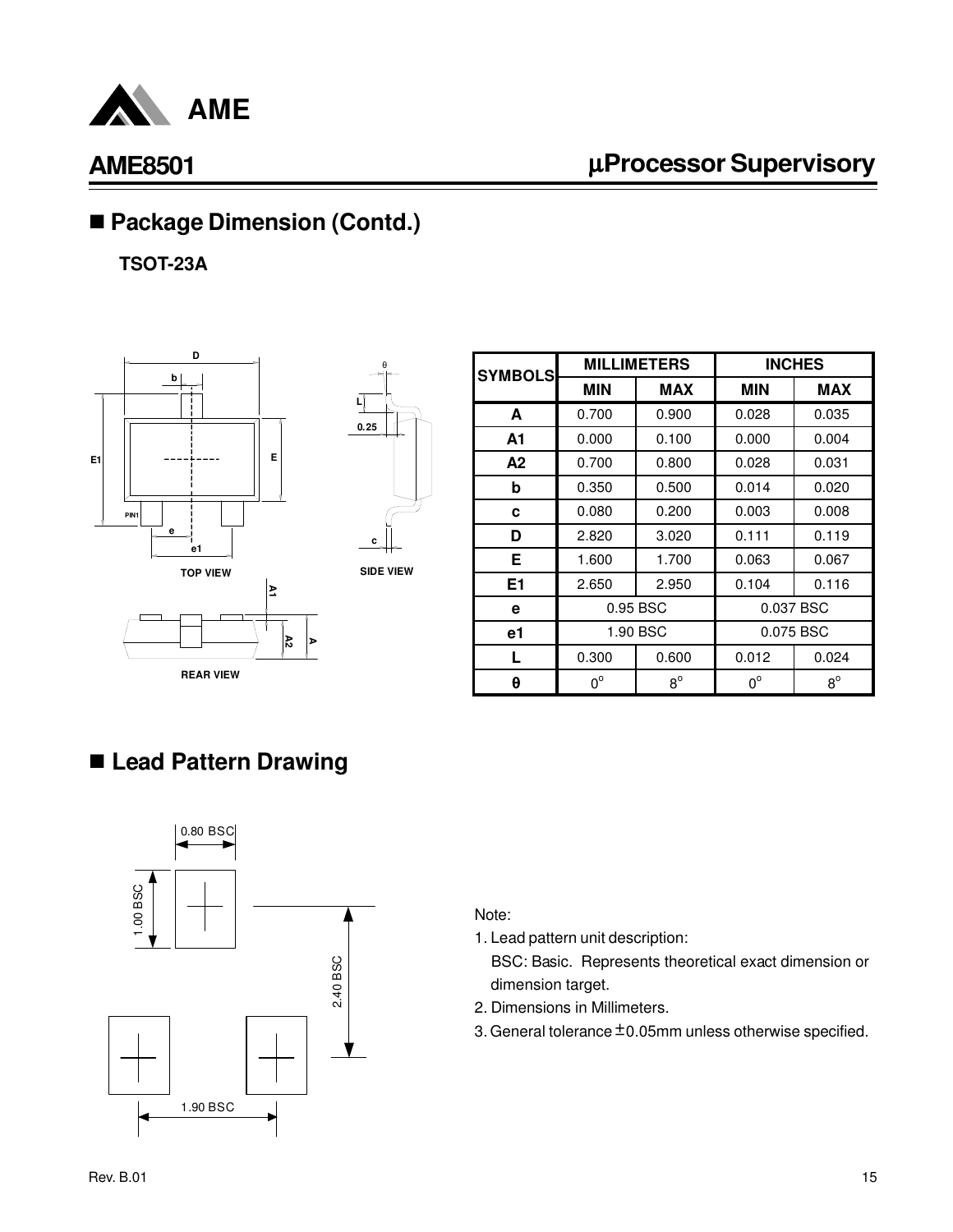## ■ Package Dimension (Contd.)

**TSOT-23A**

| SYMBOLS | MILLIMETERS | | INCHES | |
|---|---|---|---|---|
| | MIN | MAX | MIN | MAX |
| A | 0.700 | 0.900 | 0.028 | 0.035 |
| A1 | 0.000 | 0.100 | 0.000 | 0.004 |
| A2 | 0.700 | 0.800 | 0.028 | 0.031 |
| b | 0.350 | 0.500 | 0.014 | 0.020 |
| c | 0.080 | 0.200 | 0.003 | 0.008 |
| D | 2.820 | 3.020 | 0.111 | 0.119 |
| E | 1.600 | 1.700 | 0.063 | 0.067 |
| E1 | 2.650 | 2.950 | 0.104 | 0.116 |
| e | 0.95 BSC | | 0.037 BSC | |
| e1 | 1.90 BSC | | 0.075 BSC | |
| L | 0.300 | 0.600 | 0.012 | 0.024 |
| θ | $0^{\circ}$ | $8^{\circ}$ | $0^{\circ}$ | $8^{\circ}$ |

TOP VIEW

SIDE VIEW

REAR VIEW

## ■ Lead Pattern Drawing

0.80 BSC

1.00 BSC

2.40 BSC

1.90 BSC

Note:

1. Lead pattern unit description:
   BSC: Basic. Represents theoretical exact dimension or dimension target.
2. Dimensions in Millimeters.
3. General tolerance ±0.05mm unless otherwise specified.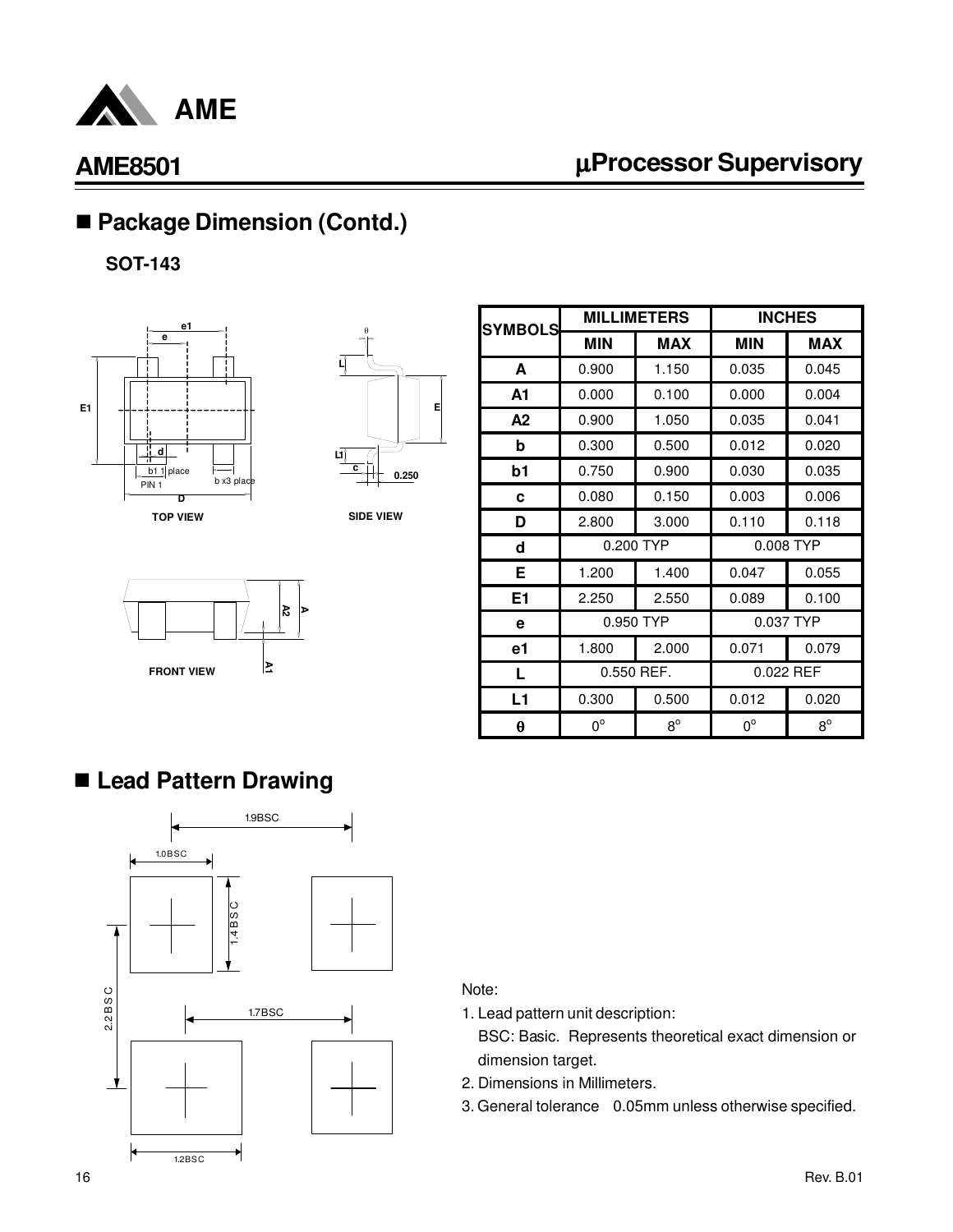## Package Dimension (Contd.)

**SOT-143**

| SYMBOLS | MILLIMETERS | | INCHES | |
|---|---|---|---|---|
| | MIN | MAX | MIN | MAX |
| A | 0.900 | 1.150 | 0.035 | 0.045 |
| A1 | 0.000 | 0.100 | 0.000 | 0.004 |
| A2 | 0.900 | 1.050 | 0.035 | 0.041 |
| b | 0.300 | 0.500 | 0.012 | 0.020 |
| b1 | 0.750 | 0.900 | 0.030 | 0.035 |
| c | 0.080 | 0.150 | 0.003 | 0.006 |
| D | 2.800 | 3.000 | 0.110 | 0.118 |
| d | 0.200 TYP | | 0.008 TYP | |
| E | 1.200 | 1.400 | 0.047 | 0.055 |
| E1 | 2.250 | 2.550 | 0.089 | 0.100 |
| e | 0.950 TYP | | 0.037 TYP | |
| e1 | 1.800 | 2.000 | 0.071 | 0.079 |
| L | 0.550 REF. | | 0.022 REF | |
| L1 | 0.300 | 0.500 | 0.012 | 0.020 |
| θ | 0° | 8° | 0° | 8° |

## Lead Pattern Drawing

Note:

1. Lead pattern unit description:
   BSC: Basic. Represents theoretical exact dimension or dimension target.
2. Dimensions in Millimeters.
3. General tolerance 0.05mm unless otherwise specified.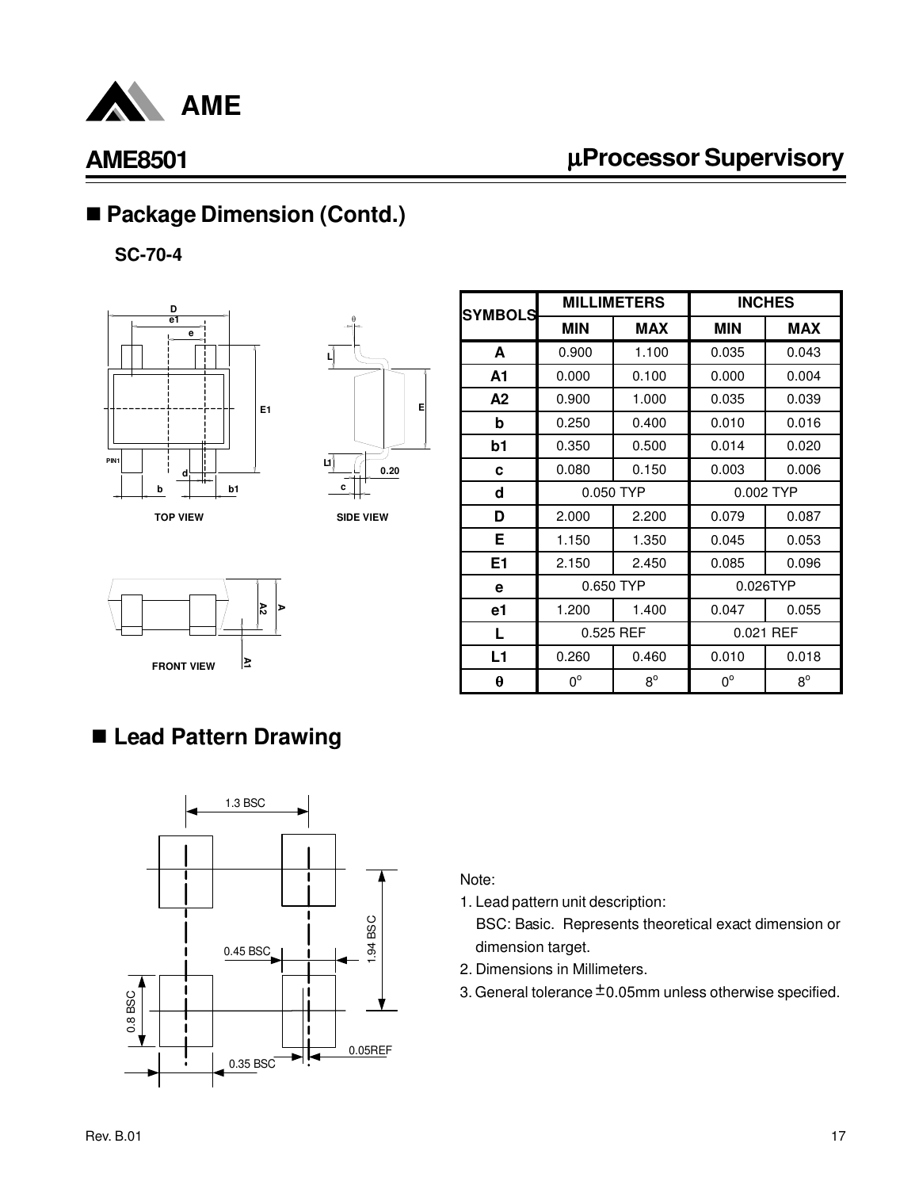## ■ Package Dimension (Contd.)

**SC-70-4**

| SYMBOLS | MILLIMETERS | | INCHES | |
|---|---|---|---|---|
| | MIN | MAX | MIN | MAX |
| A | 0.900 | 1.100 | 0.035 | 0.043 |
| A1 | 0.000 | 0.100 | 0.000 | 0.004 |
| A2 | 0.900 | 1.000 | 0.035 | 0.039 |
| b | 0.250 | 0.400 | 0.010 | 0.016 |
| b1 | 0.350 | 0.500 | 0.014 | 0.020 |
| c | 0.080 | 0.150 | 0.003 | 0.006 |
| d | 0.050 TYP | | 0.002 TYP | |
| D | 2.000 | 2.200 | 0.079 | 0.087 |
| E | 1.150 | 1.350 | 0.045 | 0.053 |
| E1 | 2.150 | 2.450 | 0.085 | 0.096 |
| e | 0.650 TYP | | 0.026TYP | |
| e1 | 1.200 | 1.400 | 0.047 | 0.055 |
| L | 0.525 REF | | 0.021 REF | |
| L1 | 0.260 | 0.460 | 0.010 | 0.018 |
| θ | 0° | 8° | 0° | 8° |

## ■ Lead Pattern Drawing

Note:

1. Lead pattern unit description:
   BSC: Basic. Represents theoretical exact dimension or dimension target.
2. Dimensions in Millimeters.
3. General tolerance ±0.05mm unless otherwise specified.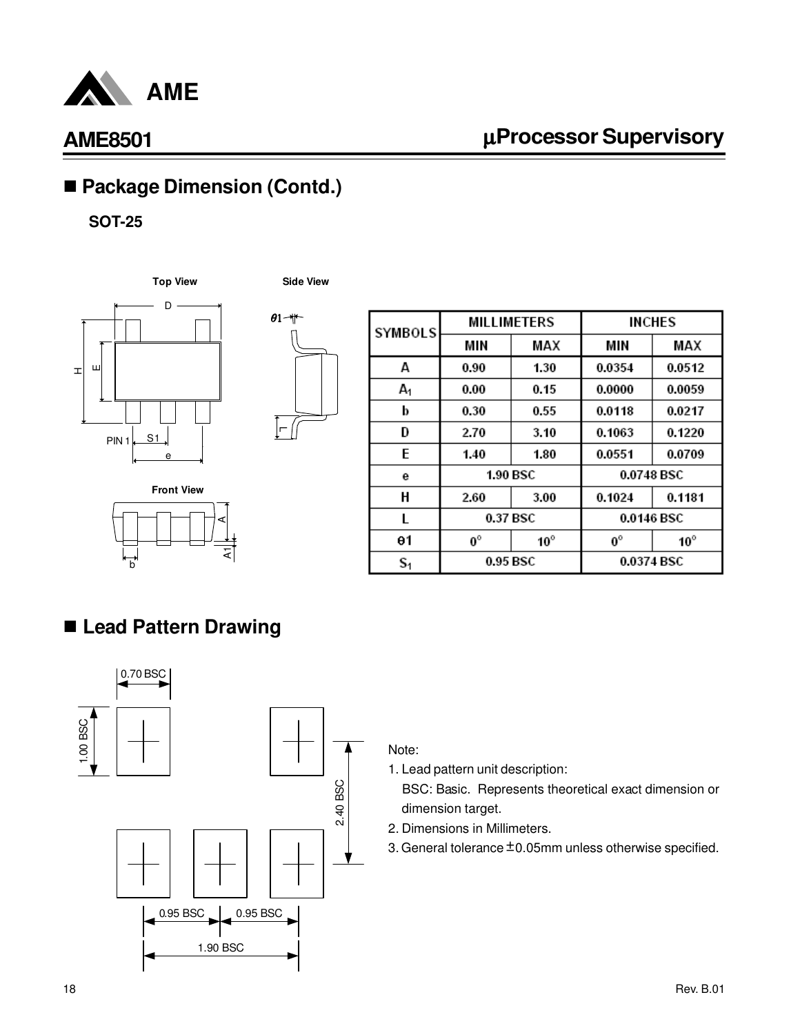## Package Dimension (Contd.)

**SOT-25**

| SYMBOLS | MILLIMETERS | | INCHES | |
|---|---|---|---|---|
| | MIN | MAX | MIN | MAX |
| A | 0.90 | 1.30 | 0.0354 | 0.0512 |
| $A_1$ | 0.00 | 0.15 | 0.0000 | 0.0059 |
| b | 0.30 | 0.55 | 0.0118 | 0.0217 |
| D | 2.70 | 3.10 | 0.1063 | 0.1220 |
| E | 1.40 | 1.80 | 0.0551 | 0.0709 |
| e | 1.90 BSC | | 0.0748 BSC | |
| H | 2.60 | 3.00 | 0.1024 | 0.1181 |
| L | 0.37 BSC | | 0.0146 BSC | |
| θ1 | 0° | 10° | 0° | 10° |
| $S_1$ | 0.95 BSC | | 0.0374 BSC | |

## Lead Pattern Drawing

Note:

1. Lead pattern unit description:
   BSC: Basic. Represents theoretical exact dimension or dimension target.
2. Dimensions in Millimeters.
3. General tolerance ±0.05mm unless otherwise specified.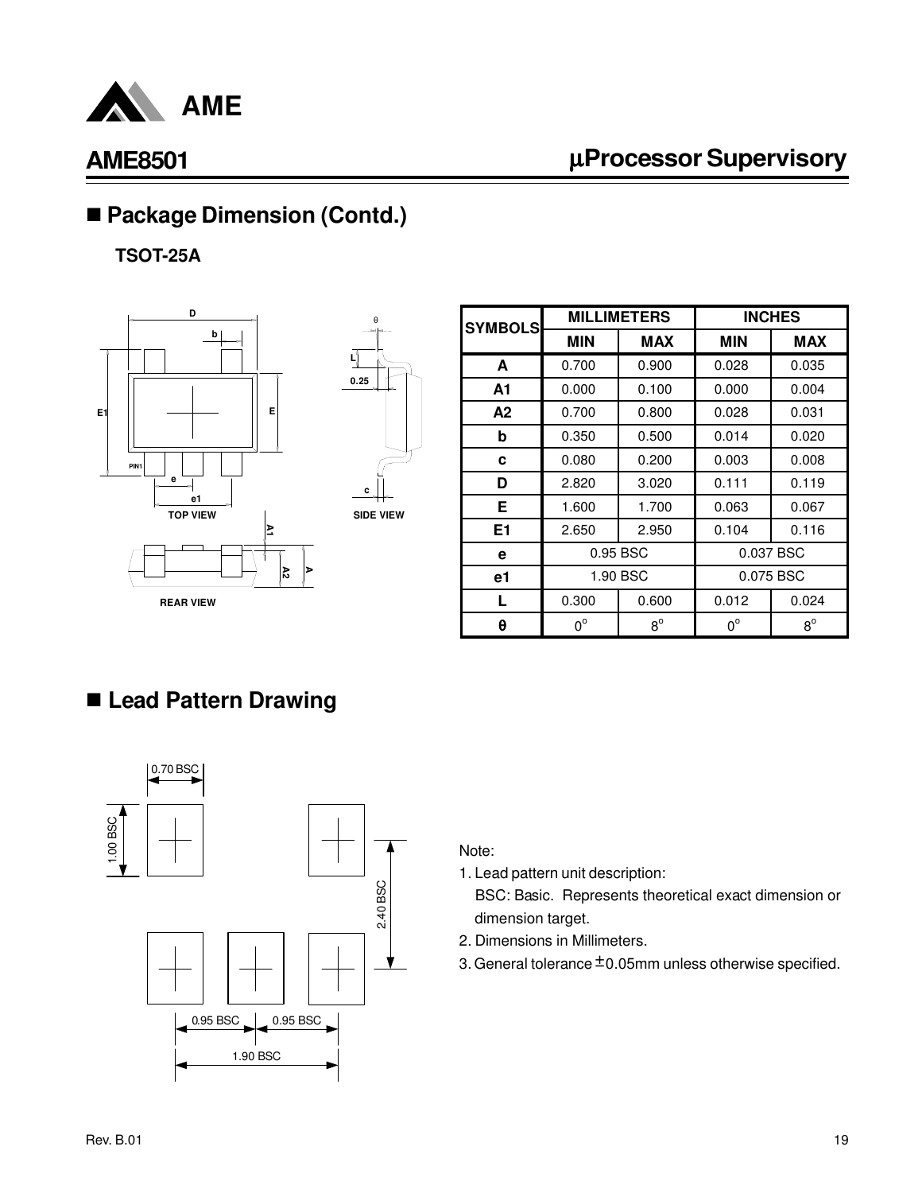## Package Dimension (Contd.)

**TSOT-25A**

| SYMBOLS | MILLIMETERS | | INCHES | |
|---|---|---|---|---|
| | MIN | MAX | MIN | MAX |
| A | 0.700 | 0.900 | 0.028 | 0.035 |
| A1 | 0.000 | 0.100 | 0.000 | 0.004 |
| A2 | 0.700 | 0.800 | 0.028 | 0.031 |
| b | 0.350 | 0.500 | 0.014 | 0.020 |
| c | 0.080 | 0.200 | 0.003 | 0.008 |
| D | 2.820 | 3.020 | 0.111 | 0.119 |
| E | 1.600 | 1.700 | 0.063 | 0.067 |
| E1 | 2.650 | 2.950 | 0.104 | 0.116 |
| e | 0.95 BSC | | 0.037 BSC | |
| e1 | 1.90 BSC | | 0.075 BSC | |
| L | 0.300 | 0.600 | 0.012 | 0.024 |
| θ | $0^{\circ}$ | $8^{\circ}$ | $0^{\circ}$ | $8^{\circ}$ |

## Lead Pattern Drawing

Note:

1. Lead pattern unit description:
   BSC: Basic. Represents theoretical exact dimension or dimension target.
2. Dimensions in Millimeters.
3. General tolerance ±0.05mm unless otherwise specified.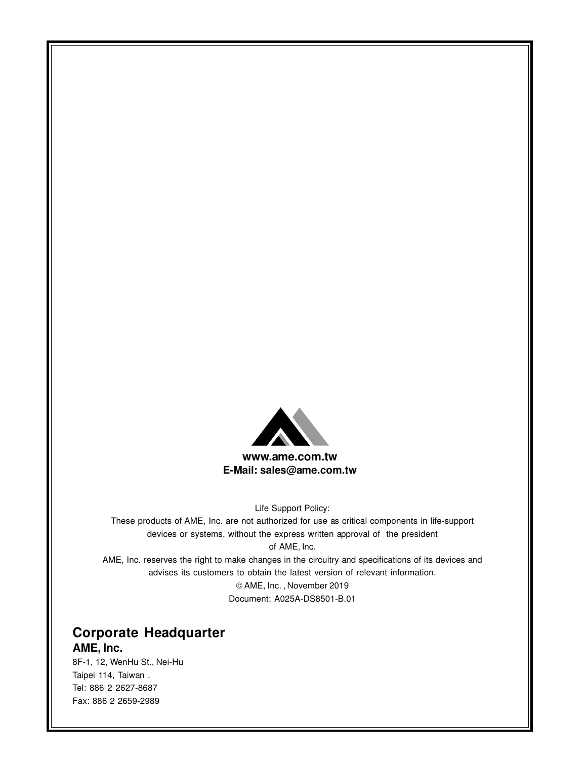**www.ame.com.tw**
**E-Mail: sales@ame.com.tw**

Life Support Policy:
These products of AME, Inc. are not authorized for use as critical components in life-support devices or systems, without the express written approval of the president of AME, Inc.
AME, Inc. reserves the right to make changes in the circuitry and specifications of its devices and advises its customers to obtain the latest version of relevant information.
© AME, Inc. , November 2019
Document: A025A-DS8501-B.01

## Corporate Headquarter

**AME, Inc.**

8F-1, 12, WenHu St., Nei-Hu
Taipei 114, Taiwan .
Tel: 886 2 2627-8687
Fax: 886 2 2659-2989